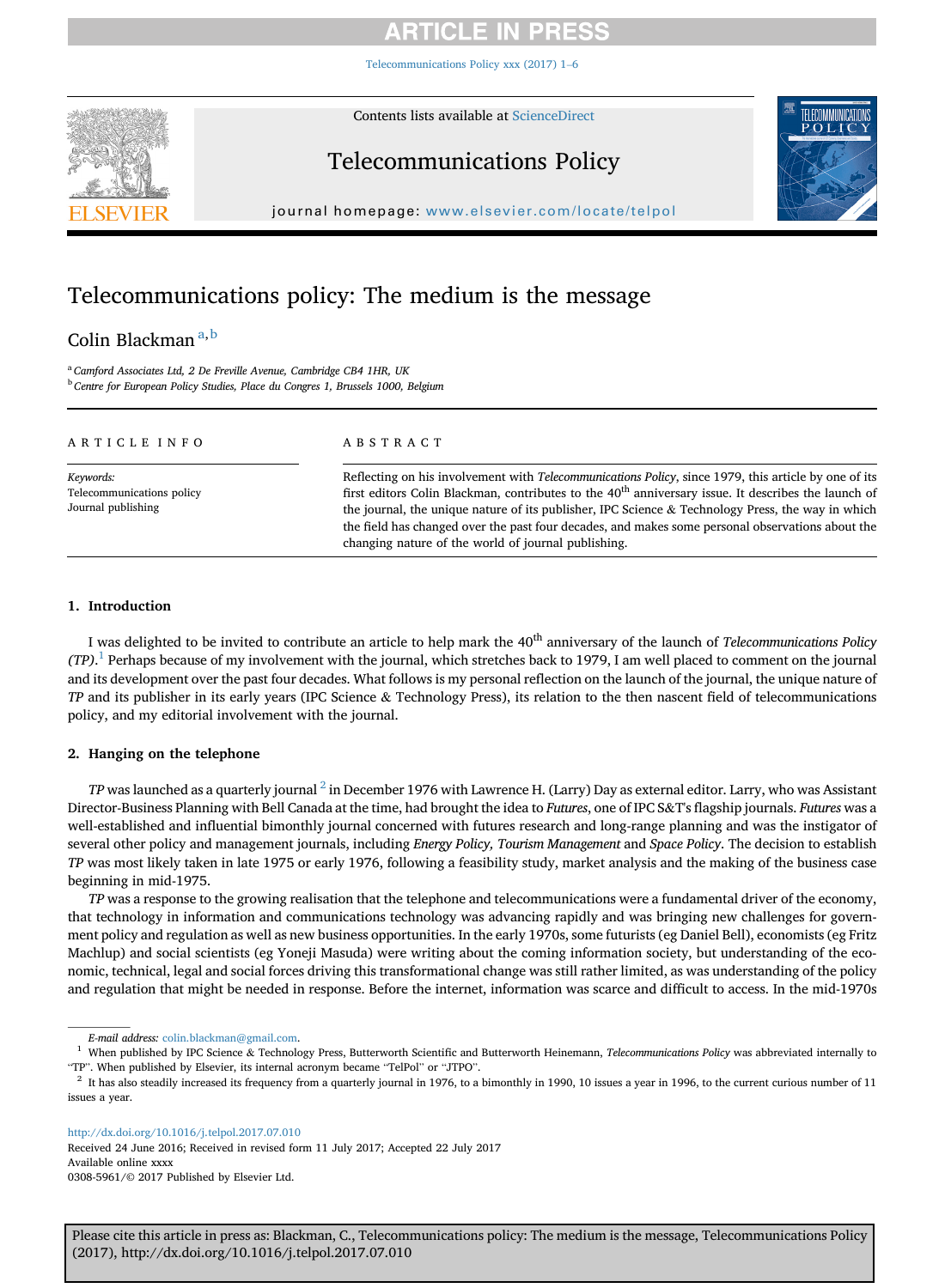# Telecommunications policy: The medium is the message

Colin Blackman[a,b]

[a] Camford Associates Ltd, 2 De Freville Avenue, Cambridge CB4 1HR, UK

[b] Centre for European Policy Studies, Place du Congres 1, Brussels 1000, Belgium

**ARTICLE INFO**

*Keywords:*
Telecommunications policy
Journal publishing

**ABSTRACT**

Reflecting on his involvement with *Telecommunications Policy*, since 1979, this article by one of its first editors Colin Blackman, contributes to the 40th anniversary issue. It describes the launch of the journal, the unique nature of its publisher, IPC Science & Technology Press, the way in which the field has changed over the past four decades, and makes some personal observations about the changing nature of the world of journal publishing.

## 1. Introduction

I was delighted to be invited to contribute an article to help mark the 40th anniversary of the launch of *Telecommunications Policy (TP)*.[1] Perhaps because of my involvement with the journal, which stretches back to 1979, I am well placed to comment on the journal and its development over the past four decades. What follows is my personal reflection on the launch of the journal, the unique nature of *TP* and its publisher in its early years (IPC Science & Technology Press), its relation to the then nascent field of telecommunications policy, and my editorial involvement with the journal.

## 2. Hanging on the telephone

*TP* was launched as a quarterly journal [2] in December 1976 with Lawrence H. (Larry) Day as external editor. Larry, who was Assistant Director-Business Planning with Bell Canada at the time, had brought the idea to *Futures*, one of IPC S&T's flagship journals. *Futures* was a well-established and influential bimonthly journal concerned with futures research and long-range planning and was the instigator of several other policy and management journals, including *Energy Policy, Tourism Management* and *Space Policy*. The decision to establish *TP* was most likely taken in late 1975 or early 1976, following a feasibility study, market analysis and the making of the business case beginning in mid-1975.

*TP* was a response to the growing realisation that the telephone and telecommunications were a fundamental driver of the economy, that technology in information and communications technology was advancing rapidly and was bringing new challenges for government policy and regulation as well as new business opportunities. In the early 1970s, some futurists (eg Daniel Bell), economists (eg Fritz Machlup) and social scientists (eg Yoneji Masuda) were writing about the coming information society, but understanding of the economic, technical, legal and social forces driving this transformational change was still rather limited, as was understanding of the policy and regulation that might be needed in response. Before the internet, information was scarce and difficult to access. In the mid-1970s

---

*E-mail address:* colin.blackman@gmail.com.

[1] When published by IPC Science & Technology Press, Butterworth Scientific and Butterworth Heinemann, *Telecommunications Policy* was abbreviated internally to "TP". When published by Elsevier, its internal acronym became "TelPol" or "JTPO".

[2] It has also steadily increased its frequency from a quarterly journal in 1976, to a bimonthly in 1990, 10 issues a year in 1996, to the current curious number of 11 issues a year.

http://dx.doi.org/10.1016/j.telpol.2017.07.010
Received 24 June 2016; Received in revised form 11 July 2017; Accepted 22 July 2017
Available online xxxx
0308-5961/© 2017 Published by Elsevier Ltd.

Please cite this article in press as: Blackman, C., Telecommunications policy: The medium is the message, Telecommunications Policy (2017), http://dx.doi.org/10.1016/j.telpol.2017.07.010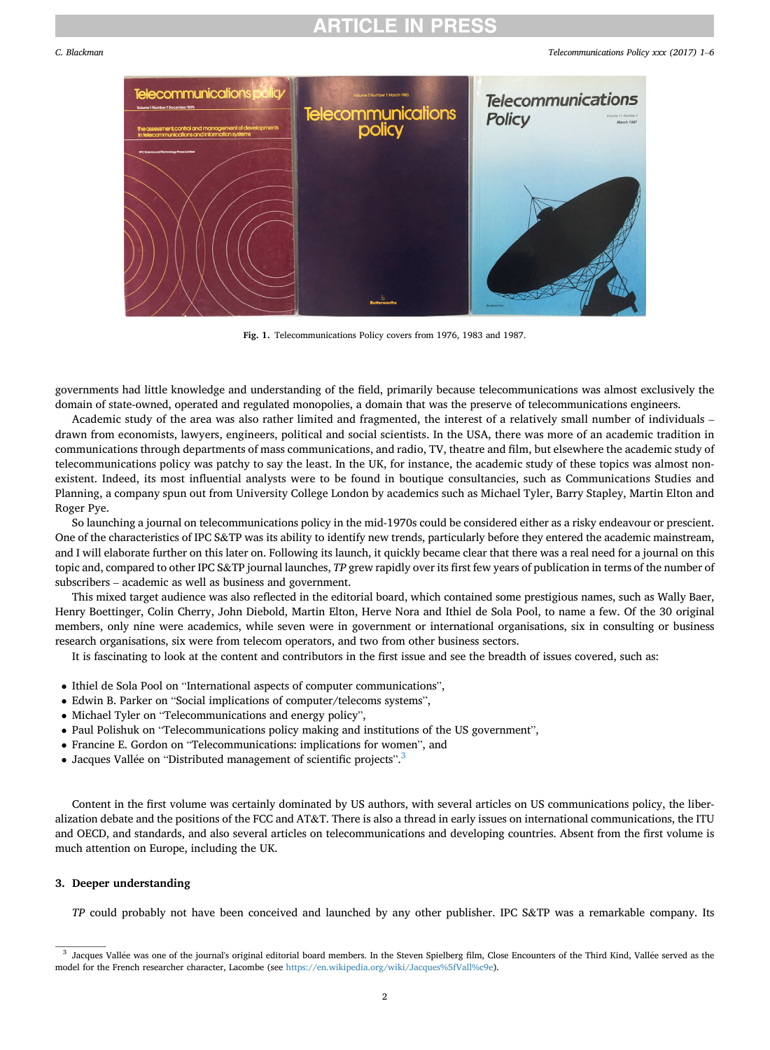Fig. 1. Telecommunications Policy covers from 1976, 1983 and 1987.

governments had little knowledge and understanding of the field, primarily because telecommunications was almost exclusively the domain of state-owned, operated and regulated monopolies, a domain that was the preserve of telecommunications engineers.

Academic study of the area was also rather limited and fragmented, the interest of a relatively small number of individuals – drawn from economists, lawyers, engineers, political and social scientists. In the USA, there was more of an academic tradition in communications through departments of mass communications, and radio, TV, theatre and film, but elsewhere the academic study of telecommunications policy was patchy to say the least. In the UK, for instance, the academic study of these topics was almost non-existent. Indeed, its most influential analysts were to be found in boutique consultancies, such as Communications Studies and Planning, a company spun out from University College London by academics such as Michael Tyler, Barry Stapley, Martin Elton and Roger Pye.

So launching a journal on telecommunications policy in the mid-1970s could be considered either as a risky endeavour or prescient. One of the characteristics of IPC S&TP was its ability to identify new trends, particularly before they entered the academic mainstream, and I will elaborate further on this later on. Following its launch, it quickly became clear that there was a real need for a journal on this topic and, compared to other IPC S&TP journal launches, *TP* grew rapidly over its first few years of publication in terms of the number of subscribers – academic as well as business and government.

This mixed target audience was also reflected in the editorial board, which contained some prestigious names, such as Wally Baer, Henry Boettinger, Colin Cherry, John Diebold, Martin Elton, Herve Nora and Ithiel de Sola Pool, to name a few. Of the 30 original members, only nine were academics, while seven were in government or international organisations, six in consulting or business research organisations, six were from telecom operators, and two from other business sectors.

It is fascinating to look at the content and contributors in the first issue and see the breadth of issues covered, such as:

- Ithiel de Sola Pool on "International aspects of computer communications",
- Edwin B. Parker on "Social implications of computer/telecoms systems",
- Michael Tyler on "Telecommunications and energy policy",
- Paul Polishuk on "Telecommunications policy making and institutions of the US government",
- Francine E. Gordon on "Telecommunications: implications for women", and
- Jacques Vallée on "Distributed management of scientific projects".[3]

Content in the first volume was certainly dominated by US authors, with several articles on US communications policy, the liberalization debate and the positions of the FCC and AT&T. There is also a thread in early issues on international communications, the ITU and OECD, and standards, and also several articles on telecommunications and developing countries. Absent from the first volume is much attention on Europe, including the UK.

## 3. Deeper understanding

*TP* could probably not have been conceived and launched by any other publisher. IPC S&TP was a remarkable company. Its

[3] Jacques Vallée was one of the journal's original editorial board members. In the Steven Spielberg film, Close Encounters of the Third Kind, Vallée served as the model for the French researcher character, Lacombe (see https://en.wikipedia.org/wiki/Jacques%5fVall%c9e).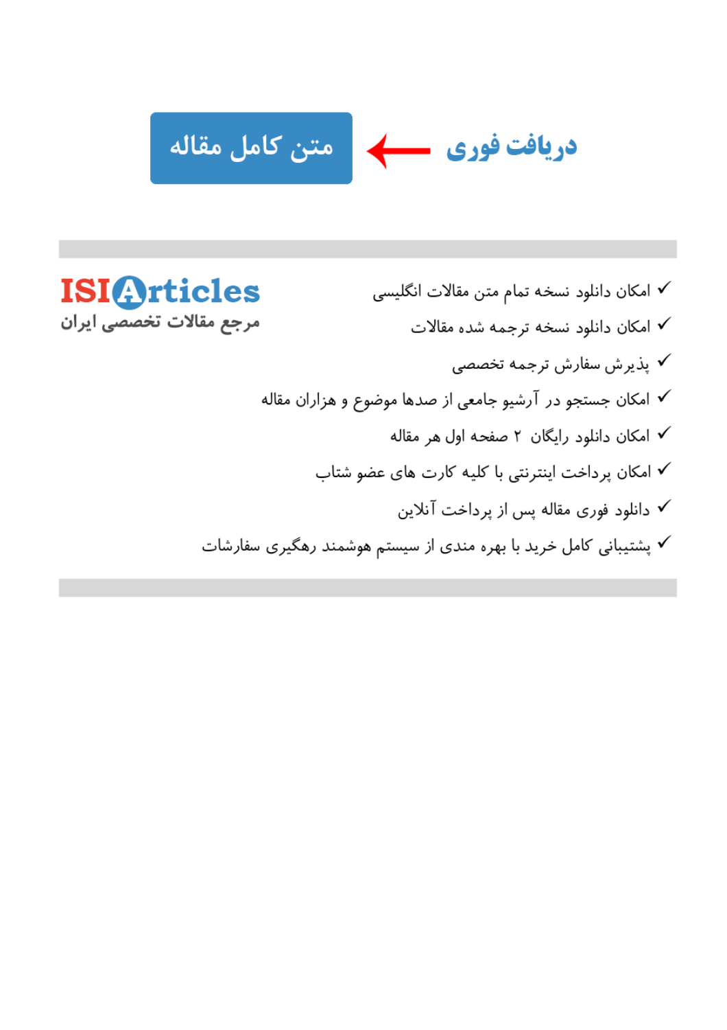دریافت فوری ← **متن کامل مقاله**

**ISIArticles**

مرجع مقالات تخصصی ایران

- ✓ امکان دانلود نسخه تمام متن مقالات انگلیسی
- ✓ امکان دانلود نسخه ترجمه شده مقالات
- ✓ پذیرش سفارش ترجمه تخصصی
- ✓ امکان جستجو در آرشیو جامعی از صدها موضوع و هزاران مقاله
- ✓ امکان دانلود رایگان ۲ صفحه اول هر مقاله
- ✓ امکان پرداخت اینترنتی با کلیه کارت های عضو شتاب
- ✓ دانلود فوری مقاله پس از پرداخت آنلاین
- ✓ پشتیبانی کامل خرید با بهره مندی از سیستم هوشمند رهگیری سفارشات